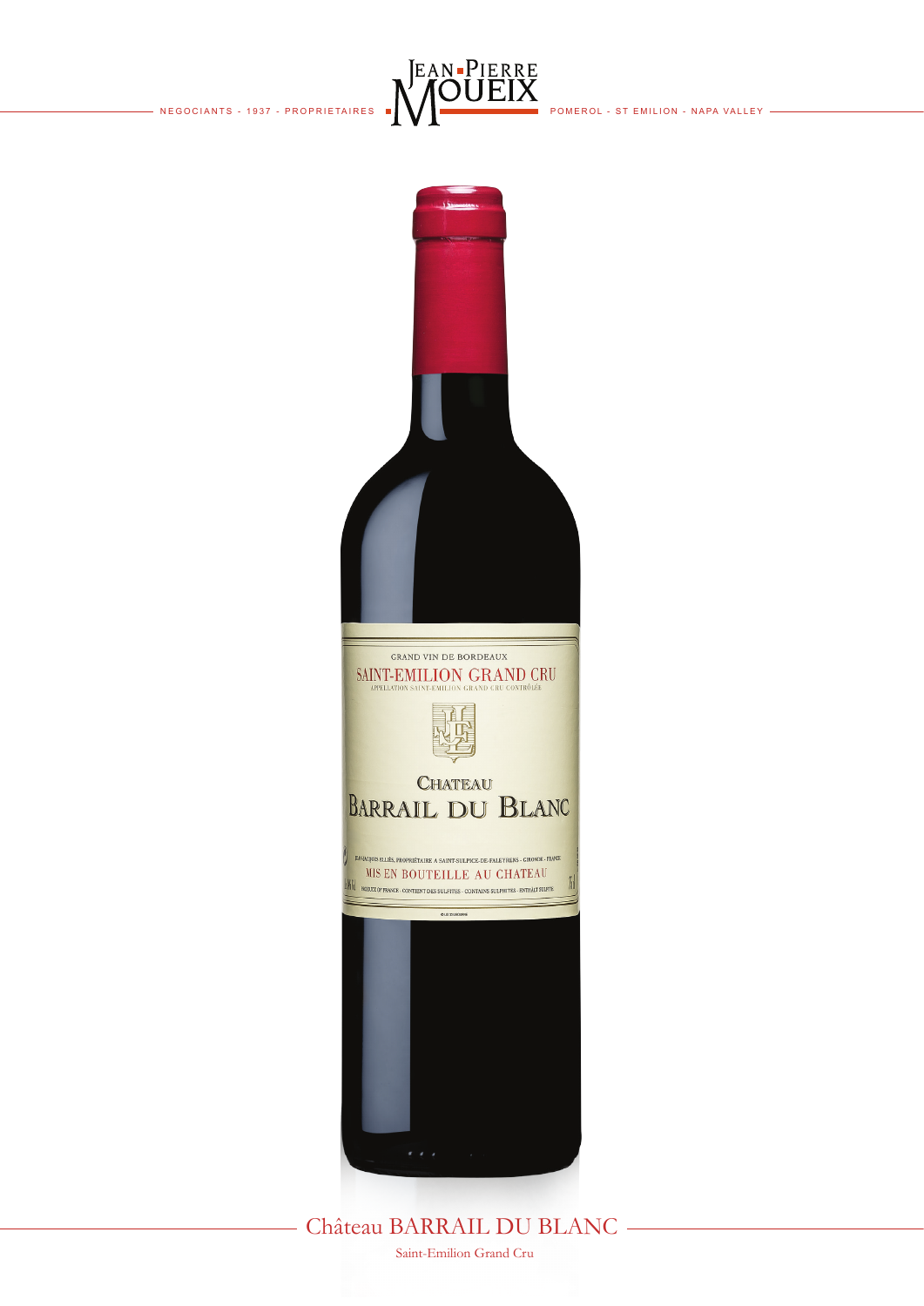NEGOCIANTS - 1937 - PROPRIETAIRES

JEAN-PIERRE MOUEIX

POMEROL - ST EMILION - NAPA VALLEY

# Château BARRAIL DU BLANC

Saint-Emilion Grand Cru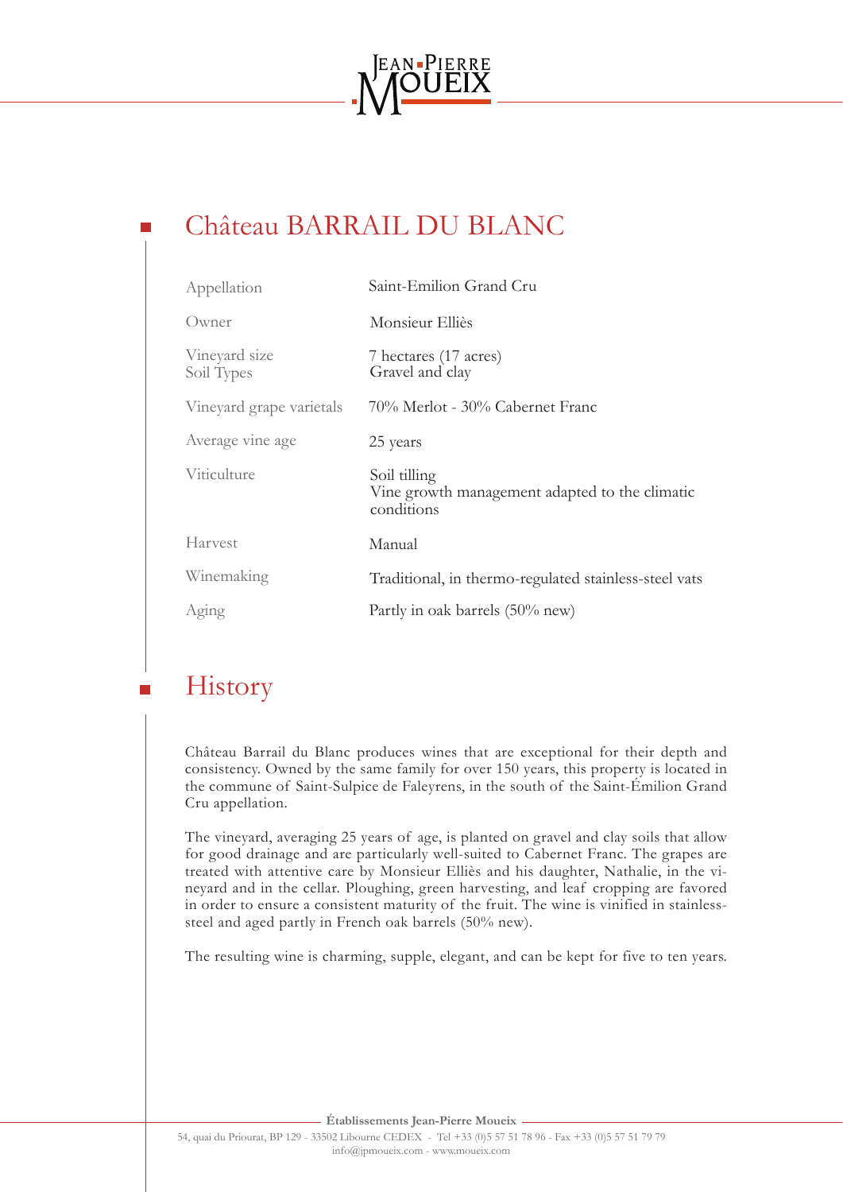# Château BARRAIL DU BLANC

| | |
|---|---|
| Appellation | Saint-Emilion Grand Cru |
| Owner | Monsieur Elliès |
| Vineyard size<br>Soil Types | 7 hectares (17 acres)<br>Gravel and clay |
| Vineyard grape varietals | 70% Merlot - 30% Cabernet Franc |
| Average vine age | 25 years |
| Viticulture | Soil tilling<br>Vine growth management adapted to the climatic conditions |
| Harvest | Manual |
| Winemaking | Traditional, in thermo-regulated stainless-steel vats |
| Aging | Partly in oak barrels (50% new) |

# History

Château Barrail du Blanc produces wines that are exceptional for their depth and consistency. Owned by the same family for over 150 years, this property is located in the commune of Saint-Sulpice de Faleyrens, in the south of the Saint-Émilion Grand Cru appellation.

The vineyard, averaging 25 years of age, is planted on gravel and clay soils that allow for good drainage and are particularly well-suited to Cabernet Franc. The grapes are treated with attentive care by Monsieur Elliès and his daughter, Nathalie, in the vineyard and in the cellar. Ploughing, green harvesting, and leaf cropping are favored in order to ensure a consistent maturity of the fruit. The wine is vinified in stainless-steel and aged partly in French oak barrels (50% new).

The resulting wine is charming, supple, elegant, and can be kept for five to ten years.